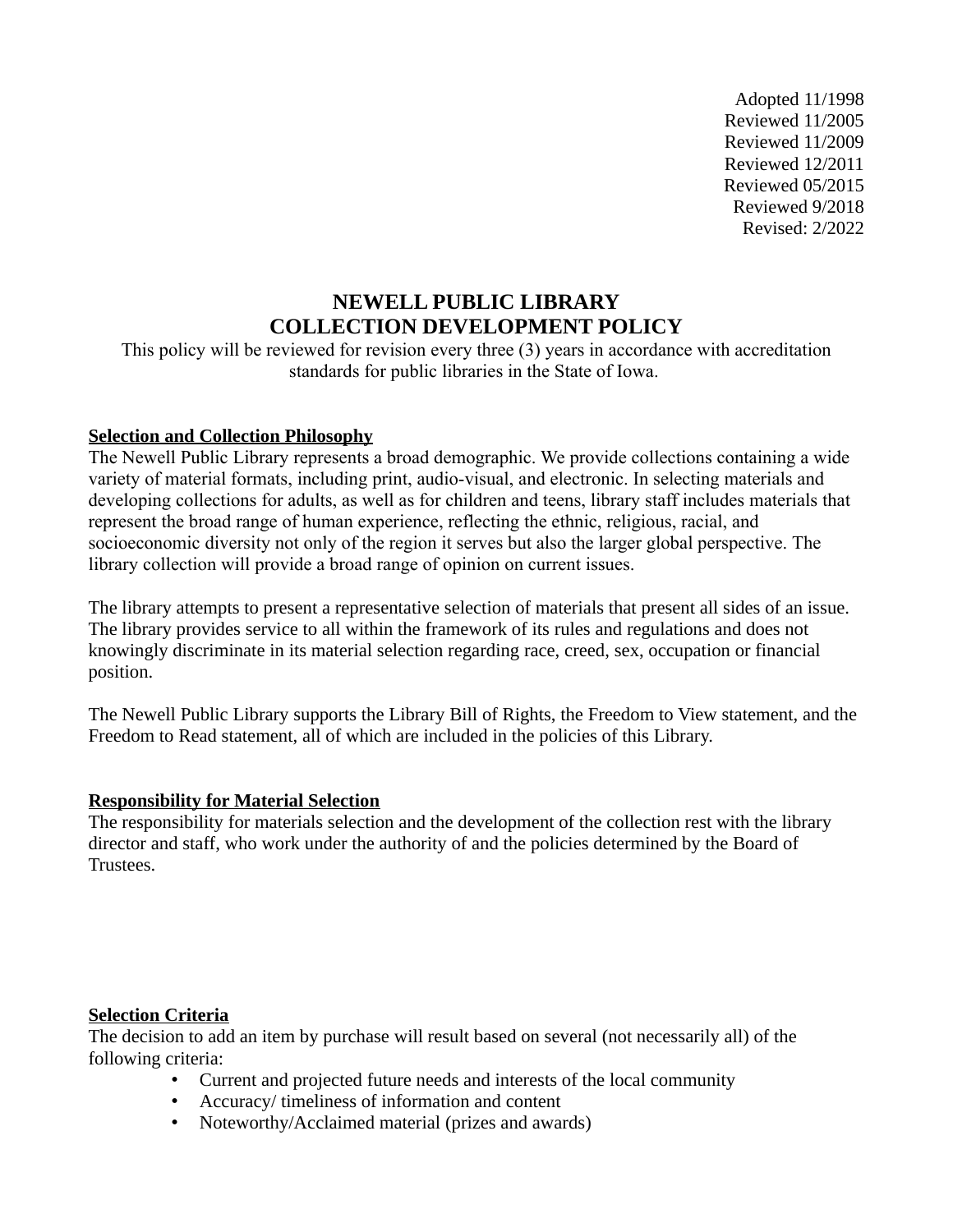Adopted 11/1998
Reviewed 11/2005
Reviewed 11/2009
Reviewed 12/2011
Reviewed 05/2015
Reviewed 9/2018
Revised: 2/2022

# NEWELL PUBLIC LIBRARY
# COLLECTION DEVELOPMENT POLICY

This policy will be reviewed for revision every three (3) years in accordance with accreditation standards for public libraries in the State of Iowa.

**Selection and Collection Philosophy**

The Newell Public Library represents a broad demographic. We provide collections containing a wide variety of material formats, including print, audio-visual, and electronic. In selecting materials and developing collections for adults, as well as for children and teens, library staff includes materials that represent the broad range of human experience, reflecting the ethnic, religious, racial, and socioeconomic diversity not only of the region it serves but also the larger global perspective. The library collection will provide a broad range of opinion on current issues.

The library attempts to present a representative selection of materials that present all sides of an issue. The library provides service to all within the framework of its rules and regulations and does not knowingly discriminate in its material selection regarding race, creed, sex, occupation or financial position.

The Newell Public Library supports the Library Bill of Rights, the Freedom to View statement, and the Freedom to Read statement, all of which are included in the policies of this Library.

**Responsibility for Material Selection**

The responsibility for materials selection and the development of the collection rest with the library director and staff, who work under the authority of and the policies determined by the Board of Trustees.

**Selection Criteria**

The decision to add an item by purchase will result based on several (not necessarily all) of the following criteria:

- Current and projected future needs and interests of the local community
- Accuracy/ timeliness of information and content
- Noteworthy/Acclaimed material (prizes and awards)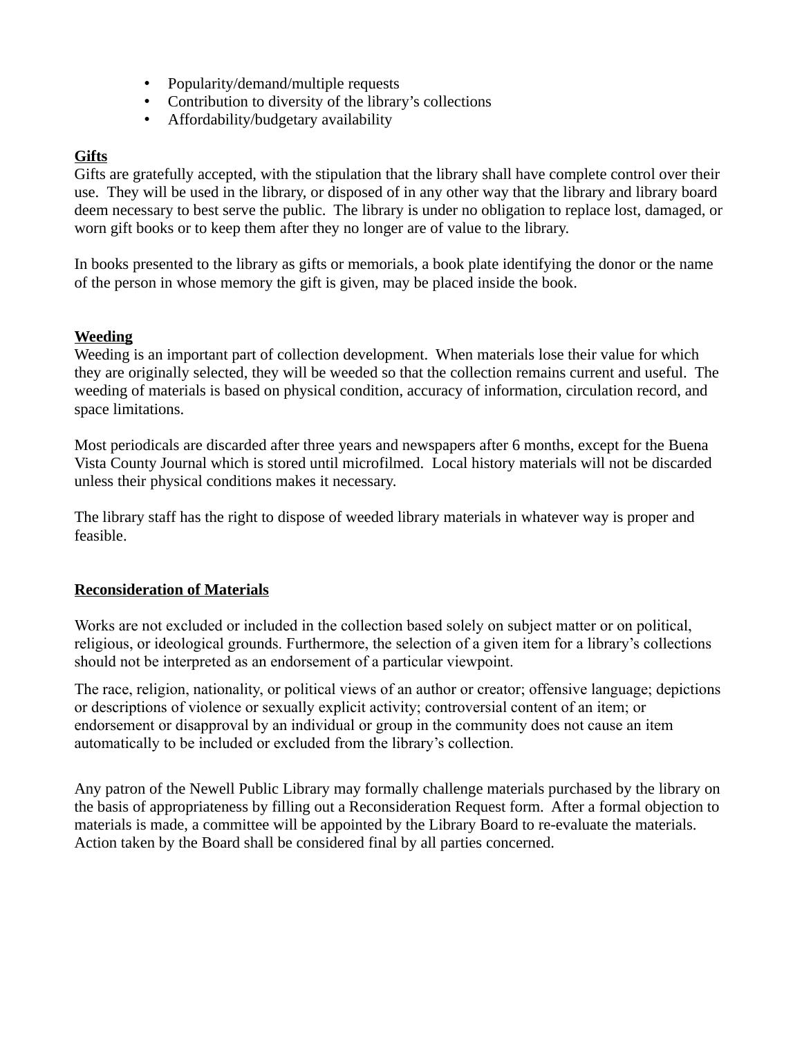- Popularity/demand/multiple requests
- Contribution to diversity of the library's collections
- Affordability/budgetary availability

**Gifts**

Gifts are gratefully accepted, with the stipulation that the library shall have complete control over their use. They will be used in the library, or disposed of in any other way that the library and library board deem necessary to best serve the public. The library is under no obligation to replace lost, damaged, or worn gift books or to keep them after they no longer are of value to the library.

In books presented to the library as gifts or memorials, a book plate identifying the donor or the name of the person in whose memory the gift is given, may be placed inside the book.

**Weeding**

Weeding is an important part of collection development. When materials lose their value for which they are originally selected, they will be weeded so that the collection remains current and useful. The weeding of materials is based on physical condition, accuracy of information, circulation record, and space limitations.

Most periodicals are discarded after three years and newspapers after 6 months, except for the Buena Vista County Journal which is stored until microfilmed. Local history materials will not be discarded unless their physical conditions makes it necessary.

The library staff has the right to dispose of weeded library materials in whatever way is proper and feasible.

**Reconsideration of Materials**

Works are not excluded or included in the collection based solely on subject matter or on political, religious, or ideological grounds. Furthermore, the selection of a given item for a library's collections should not be interpreted as an endorsement of a particular viewpoint.

The race, religion, nationality, or political views of an author or creator; offensive language; depictions or descriptions of violence or sexually explicit activity; controversial content of an item; or endorsement or disapproval by an individual or group in the community does not cause an item automatically to be included or excluded from the library's collection.

Any patron of the Newell Public Library may formally challenge materials purchased by the library on the basis of appropriateness by filling out a Reconsideration Request form. After a formal objection to materials is made, a committee will be appointed by the Library Board to re-evaluate the materials. Action taken by the Board shall be considered final by all parties concerned.